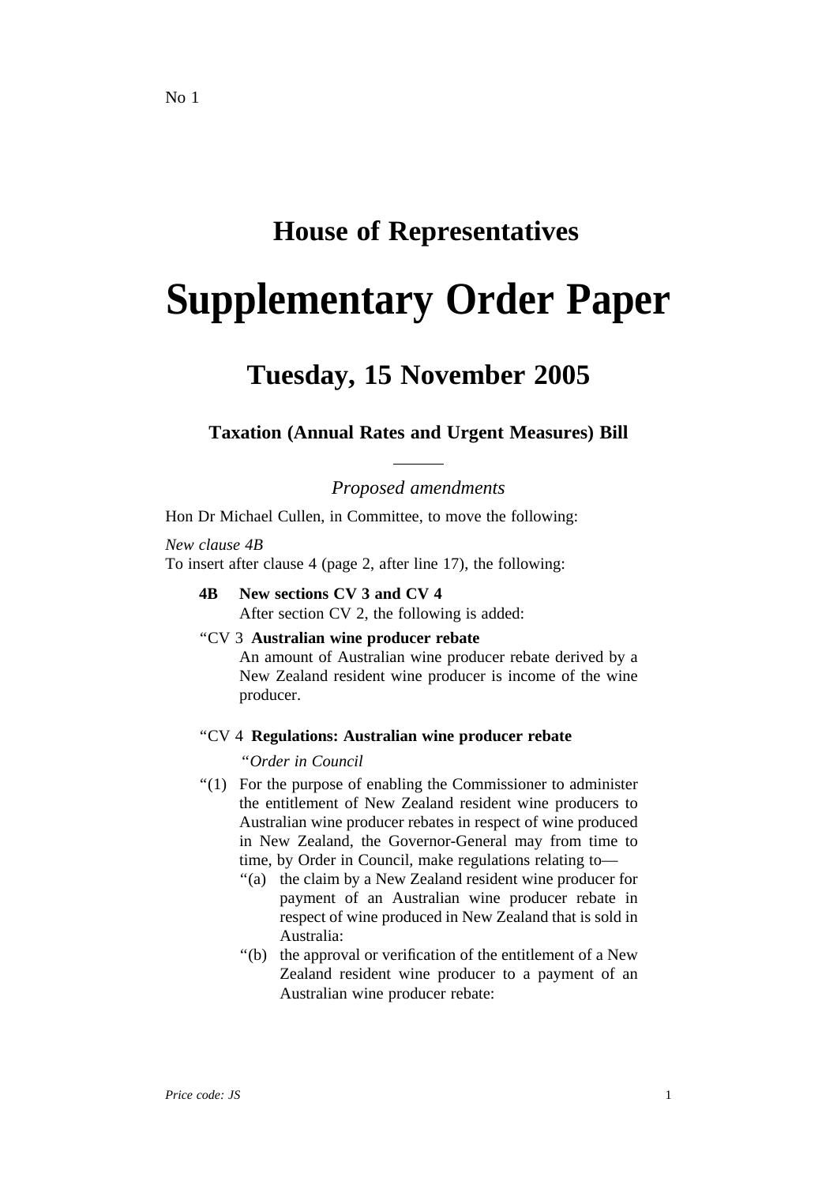No 1

# House of Representatives

# Supplementary Order Paper

## Tuesday, 15 November 2005

### Taxation (Annual Rates and Urgent Measures) Bill

*Proposed amendments*

Hon Dr Michael Cullen, in Committee, to move the following:

*New clause 4B*
To insert after clause 4 (page 2, after line 17), the following:

**4B New sections CV 3 and CV 4**
After section CV 2, the following is added:

"CV 3 **Australian wine producer rebate**
An amount of Australian wine producer rebate derived by a New Zealand resident wine producer is income of the wine producer.

"CV 4 **Regulations: Australian wine producer rebate**

*"Order in Council*

"(1) For the purpose of enabling the Commissioner to administer the entitlement of New Zealand resident wine producers to Australian wine producer rebates in respect of wine produced in New Zealand, the Governor-General may from time to time, by Order in Council, make regulations relating to—

"(a) the claim by a New Zealand resident wine producer for payment of an Australian wine producer rebate in respect of wine produced in New Zealand that is sold in Australia:

"(b) the approval or verification of the entitlement of a New Zealand resident wine producer to a payment of an Australian wine producer rebate:

*Price code: JS*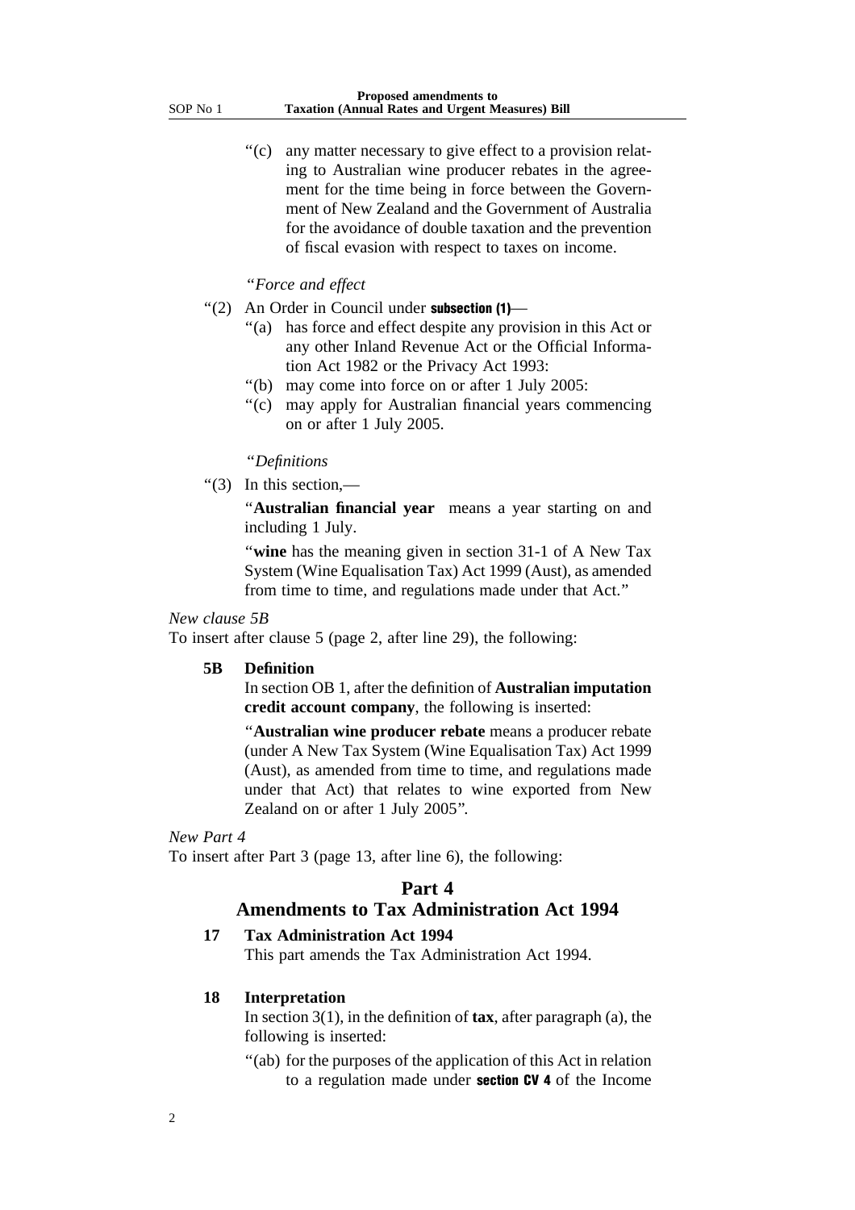"(c) any matter necessary to give effect to a provision relating to Australian wine producer rebates in the agreement for the time being in force between the Government of New Zealand and the Government of Australia for the avoidance of double taxation and the prevention of fiscal evasion with respect to taxes on income.

*"Force and effect*

"(2) An Order in Council under **subsection (1)**—

"(a) has force and effect despite any provision in this Act or any other Inland Revenue Act or the Official Information Act 1982 or the Privacy Act 1993:

"(b) may come into force on or after 1 July 2005:

"(c) may apply for Australian financial years commencing on or after 1 July 2005.

*"Definitions*

"(3) In this section,—

"**Australian financial year** means a year starting on and including 1 July.

"**wine** has the meaning given in section 31-1 of A New Tax System (Wine Equalisation Tax) Act 1999 (Aust), as amended from time to time, and regulations made under that Act."

*New clause 5B*

To insert after clause 5 (page 2, after line 29), the following:

**5B Definition**

In section OB 1, after the definition of **Australian imputation credit account company**, the following is inserted:

"**Australian wine producer rebate** means a producer rebate (under A New Tax System (Wine Equalisation Tax) Act 1999 (Aust), as amended from time to time, and regulations made under that Act) that relates to wine exported from New Zealand on or after 1 July 2005".

*New Part 4*

To insert after Part 3 (page 13, after line 6), the following:

## Part 4
## Amendments to Tax Administration Act 1994

**17 Tax Administration Act 1994**

This part amends the Tax Administration Act 1994.

**18 Interpretation**

In section 3(1), in the definition of **tax**, after paragraph (a), the following is inserted:

"(ab) for the purposes of the application of this Act in relation to a regulation made under **section CV 4** of the Income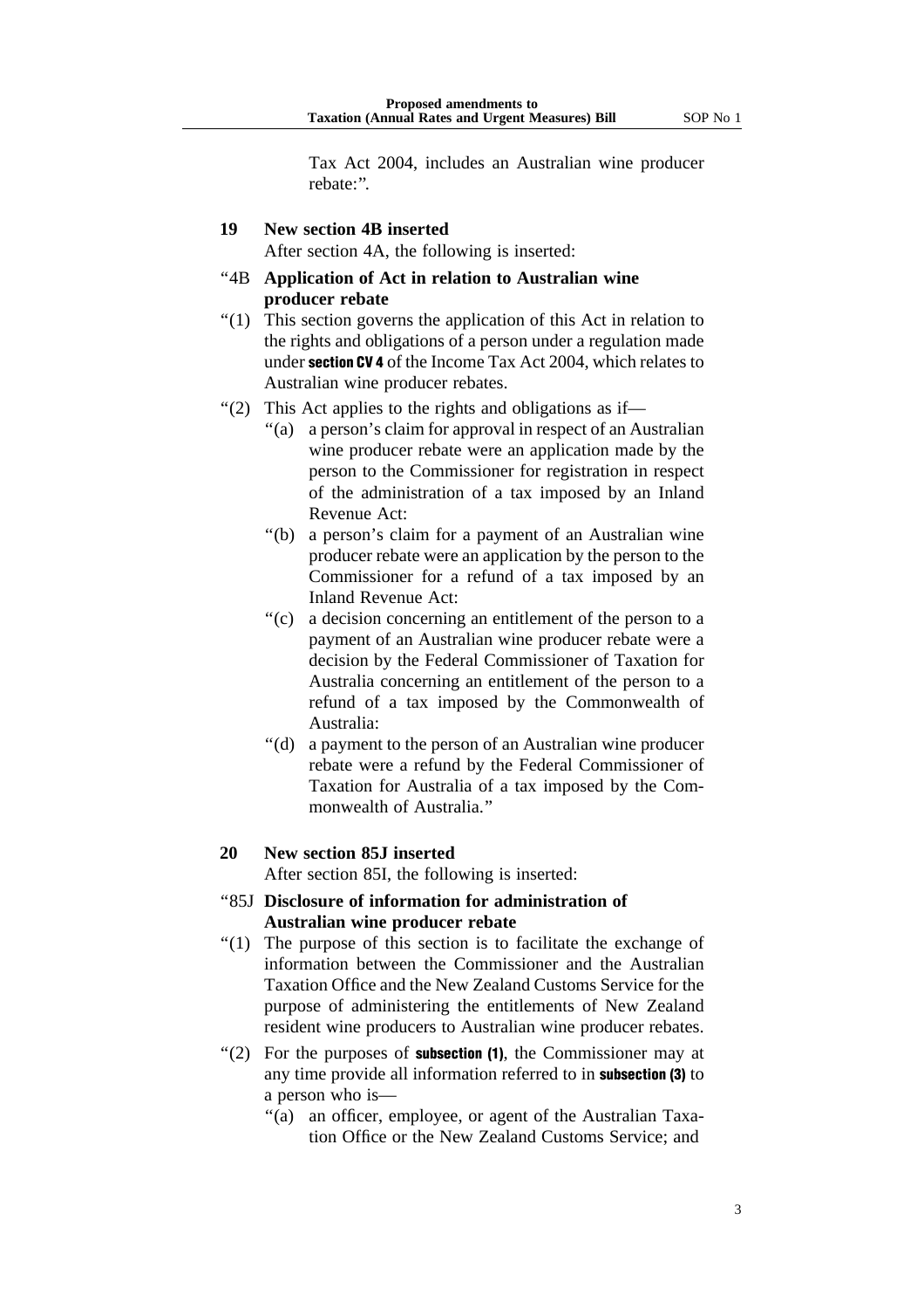Tax Act 2004, includes an Australian wine producer rebate:".

**19 New section 4B inserted**

After section 4A, the following is inserted:

"4B **Application of Act in relation to Australian wine producer rebate**

"(1) This section governs the application of this Act in relation to the rights and obligations of a person under a regulation made under **section CV 4** of the Income Tax Act 2004, which relates to Australian wine producer rebates.

"(2) This Act applies to the rights and obligations as if—

"(a) a person's claim for approval in respect of an Australian wine producer rebate were an application made by the person to the Commissioner for registration in respect of the administration of a tax imposed by an Inland Revenue Act:

"(b) a person's claim for a payment of an Australian wine producer rebate were an application by the person to the Commissioner for a refund of a tax imposed by an Inland Revenue Act:

"(c) a decision concerning an entitlement of the person to a payment of an Australian wine producer rebate were a decision by the Federal Commissioner of Taxation for Australia concerning an entitlement of the person to a refund of a tax imposed by the Commonwealth of Australia:

"(d) a payment to the person of an Australian wine producer rebate were a refund by the Federal Commissioner of Taxation for Australia of a tax imposed by the Commonwealth of Australia."

**20 New section 85J inserted**

After section 85I, the following is inserted:

"85J **Disclosure of information for administration of Australian wine producer rebate**

"(1) The purpose of this section is to facilitate the exchange of information between the Commissioner and the Australian Taxation Office and the New Zealand Customs Service for the purpose of administering the entitlements of New Zealand resident wine producers to Australian wine producer rebates.

"(2) For the purposes of **subsection (1)**, the Commissioner may at any time provide all information referred to in **subsection (3)** to a person who is—

"(a) an officer, employee, or agent of the Australian Taxation Office or the New Zealand Customs Service; and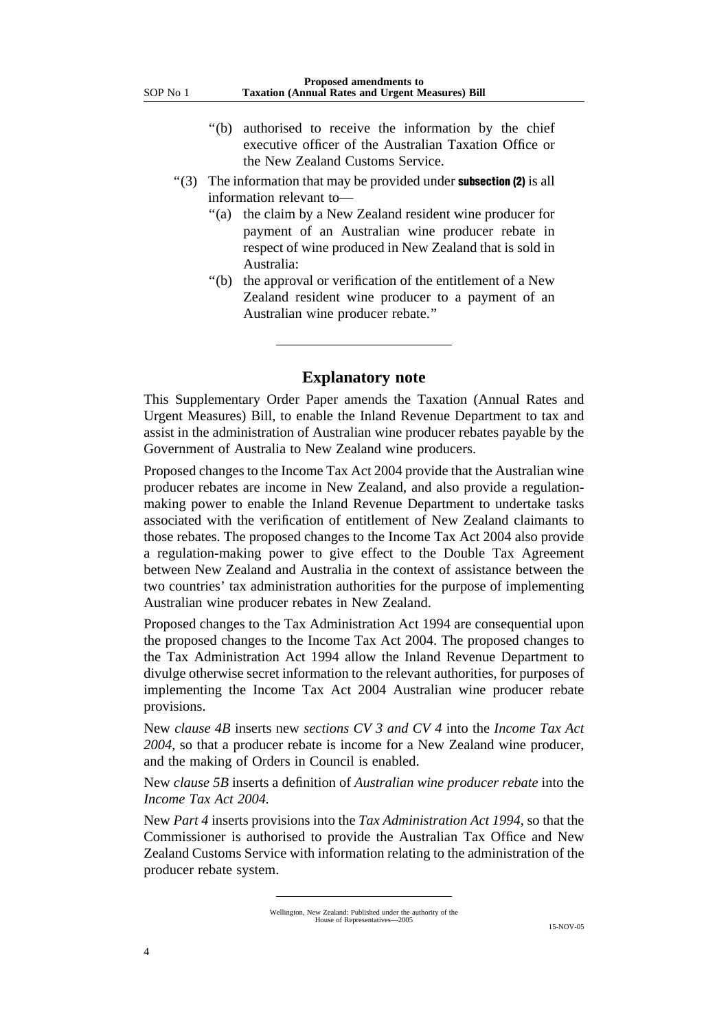"(b) authorised to receive the information by the chief executive officer of the Australian Taxation Office or the New Zealand Customs Service.

"(3) The information that may be provided under **subsection (2)** is all information relevant to—

"(a) the claim by a New Zealand resident wine producer for payment of an Australian wine producer rebate in respect of wine produced in New Zealand that is sold in Australia:

"(b) the approval or verification of the entitlement of a New Zealand resident wine producer to a payment of an Australian wine producer rebate."

---

## Explanatory note

This Supplementary Order Paper amends the Taxation (Annual Rates and Urgent Measures) Bill, to enable the Inland Revenue Department to tax and assist in the administration of Australian wine producer rebates payable by the Government of Australia to New Zealand wine producers.

Proposed changes to the Income Tax Act 2004 provide that the Australian wine producer rebates are income in New Zealand, and also provide a regulation-making power to enable the Inland Revenue Department to undertake tasks associated with the verification of entitlement of New Zealand claimants to those rebates. The proposed changes to the Income Tax Act 2004 also provide a regulation-making power to give effect to the Double Tax Agreement between New Zealand and Australia in the context of assistance between the two countries' tax administration authorities for the purpose of implementing Australian wine producer rebates in New Zealand.

Proposed changes to the Tax Administration Act 1994 are consequential upon the proposed changes to the Income Tax Act 2004. The proposed changes to the Tax Administration Act 1994 allow the Inland Revenue Department to divulge otherwise secret information to the relevant authorities, for purposes of implementing the Income Tax Act 2004 Australian wine producer rebate provisions.

New *clause 4B* inserts new *sections CV 3 and CV 4* into the *Income Tax Act 2004*, so that a producer rebate is income for a New Zealand wine producer, and the making of Orders in Council is enabled.

New *clause 5B* inserts a definition of *Australian wine producer rebate* into the *Income Tax Act 2004.*

New *Part 4* inserts provisions into the *Tax Administration Act 1994*, so that the Commissioner is authorised to provide the Australian Tax Office and New Zealand Customs Service with information relating to the administration of the producer rebate system.

---

Wellington, New Zealand: Published under the authority of the House of Representatives—2005

15-NOV-05